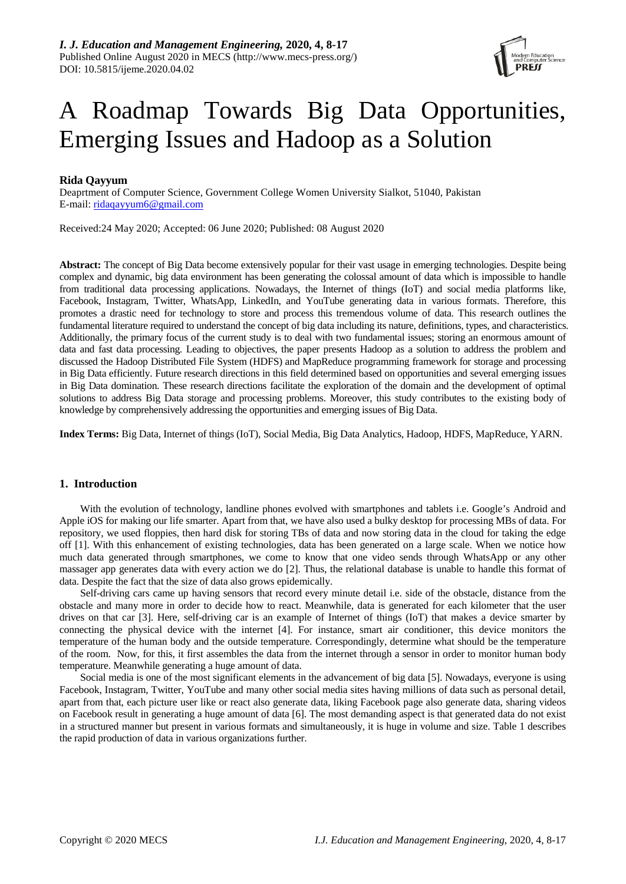# A Roadmap Towards Big Data Opportunities, Emerging Issues and Hadoop as a Solution

**Rida Qayyum**

Deaprtment of Computer Science, Government College Women University Sialkot, 51040, Pakistan
E-mail: ridaqayyum6@gmail.com

Received:24 May 2020; Accepted: 06 June 2020; Published: 08 August 2020

**Abstract:** The concept of Big Data become extensively popular for their vast usage in emerging technologies. Despite being complex and dynamic, big data environment has been generating the colossal amount of data which is impossible to handle from traditional data processing applications. Nowadays, the Internet of things (IoT) and social media platforms like, Facebook, Instagram, Twitter, WhatsApp, LinkedIn, and YouTube generating data in various formats. Therefore, this promotes a drastic need for technology to store and process this tremendous volume of data. This research outlines the fundamental literature required to understand the concept of big data including its nature, definitions, types, and characteristics. Additionally, the primary focus of the current study is to deal with two fundamental issues; storing an enormous amount of data and fast data processing. Leading to objectives, the paper presents Hadoop as a solution to address the problem and discussed the Hadoop Distributed File System (HDFS) and MapReduce programming framework for storage and processing in Big Data efficiently. Future research directions in this field determined based on opportunities and several emerging issues in Big Data domination. These research directions facilitate the exploration of the domain and the development of optimal solutions to address Big Data storage and processing problems. Moreover, this study contributes to the existing body of knowledge by comprehensively addressing the opportunities and emerging issues of Big Data.

**Index Terms:** Big Data, Internet of things (IoT), Social Media, Big Data Analytics, Hadoop, HDFS, MapReduce, YARN.

## 1. Introduction

With the evolution of technology, landline phones evolved with smartphones and tablets i.e. Google's Android and Apple iOS for making our life smarter. Apart from that, we have also used a bulky desktop for processing MBs of data. For repository, we used floppies, then hard disk for storing TBs of data and now storing data in the cloud for taking the edge off [1]. With this enhancement of existing technologies, data has been generated on a large scale. When we notice how much data generated through smartphones, we come to know that one video sends through WhatsApp or any other massager app generates data with every action we do [2]. Thus, the relational database is unable to handle this format of data. Despite the fact that the size of data also grows epidemically.

Self-driving cars came up having sensors that record every minute detail i.e. side of the obstacle, distance from the obstacle and many more in order to decide how to react. Meanwhile, data is generated for each kilometer that the user drives on that car [3]. Here, self-driving car is an example of Internet of things (IoT) that makes a device smarter by connecting the physical device with the internet [4]. For instance, smart air conditioner, this device monitors the temperature of the human body and the outside temperature. Correspondingly, determine what should be the temperature of the room. Now, for this, it first assembles the data from the internet through a sensor in order to monitor human body temperature. Meanwhile generating a huge amount of data.

Social media is one of the most significant elements in the advancement of big data [5]. Nowadays, everyone is using Facebook, Instagram, Twitter, YouTube and many other social media sites having millions of data such as personal detail, apart from that, each picture user like or react also generate data, liking Facebook page also generate data, sharing videos on Facebook result in generating a huge amount of data [6]. The most demanding aspect is that generated data do not exist in a structured manner but present in various formats and simultaneously, it is huge in volume and size. Table 1 describes the rapid production of data in various organizations further.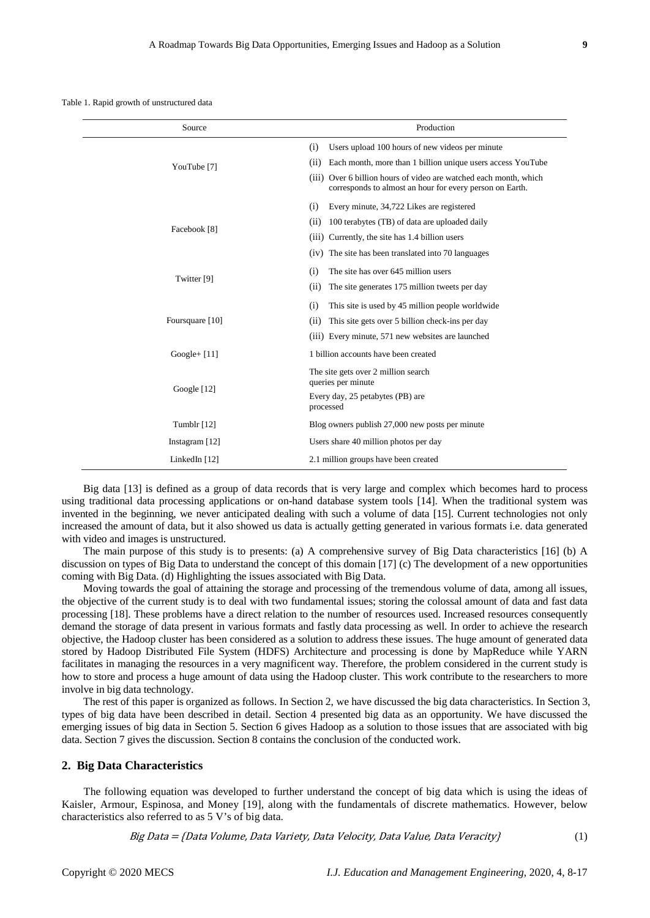Table 1. Rapid growth of unstructured data

| Source | Production |
|---|---|
| YouTube [7] | (i) Users upload 100 hours of new videos per minute<br>(ii) Each month, more than 1 billion unique users access YouTube<br>(iii) Over 6 billion hours of video are watched each month, which corresponds to almost an hour for every person on Earth. |
| Facebook [8] | (i) Every minute, 34,722 Likes are registered<br>(ii) 100 terabytes (TB) of data are uploaded daily<br>(iii) Currently, the site has 1.4 billion users<br>(iv) The site has been translated into 70 languages |
| Twitter [9] | (i) The site has over 645 million users<br>(ii) The site generates 175 million tweets per day |
| Foursquare [10] | (i) This site is used by 45 million people worldwide<br>(ii) This site gets over 5 billion check-ins per day<br>(iii) Every minute, 571 new websites are launched |
| Google+ [11] | 1 billion accounts have been created |
| Google [12] | The site gets over 2 million search queries per minute<br>Every day, 25 petabytes (PB) are processed |
| Tumblr [12] | Blog owners publish 27,000 new posts per minute |
| Instagram [12] | Users share 40 million photos per day |
| LinkedIn [12] | 2.1 million groups have been created |

Big data [13] is defined as a group of data records that is very large and complex which becomes hard to process using traditional data processing applications or on-hand database system tools [14]. When the traditional system was invented in the beginning, we never anticipated dealing with such a volume of data [15]. Current technologies not only increased the amount of data, but it also showed us data is actually getting generated in various formats i.e. data generated with video and images is unstructured.

The main purpose of this study is to presents: (a) A comprehensive survey of Big Data characteristics [16] (b) A discussion on types of Big Data to understand the concept of this domain [17] (c) The development of a new opportunities coming with Big Data. (d) Highlighting the issues associated with Big Data.

Moving towards the goal of attaining the storage and processing of the tremendous volume of data, among all issues, the objective of the current study is to deal with two fundamental issues; storing the colossal amount of data and fast data processing [18]. These problems have a direct relation to the number of resources used. Increased resources consequently demand the storage of data present in various formats and fastly data processing as well. In order to achieve the research objective, the Hadoop cluster has been considered as a solution to address these issues. The huge amount of generated data stored by Hadoop Distributed File System (HDFS) Architecture and processing is done by MapReduce while YARN facilitates in managing the resources in a very magnificent way. Therefore, the problem considered in the current study is how to store and process a huge amount of data using the Hadoop cluster. This work contribute to the researchers to more involve in big data technology.

The rest of this paper is organized as follows. In Section 2, we have discussed the big data characteristics. In Section 3, types of big data have been described in detail. Section 4 presented big data as an opportunity. We have discussed the emerging issues of big data in Section 5. Section 6 gives Hadoop as a solution to those issues that are associated with big data. Section 7 gives the discussion. Section 8 contains the conclusion of the conducted work.

## 2. Big Data Characteristics

The following equation was developed to further understand the concept of big data which is using the ideas of Kaisler, Armour, Espinosa, and Money [19], along with the fundamentals of discrete mathematics. However, below characteristics also referred to as 5 V's of big data.

$$Big\ Data = \{Data\ Volume, Data\ Variety, Data\ Velocity, Data\ Value, Data\ Veracity\} \tag{1}$$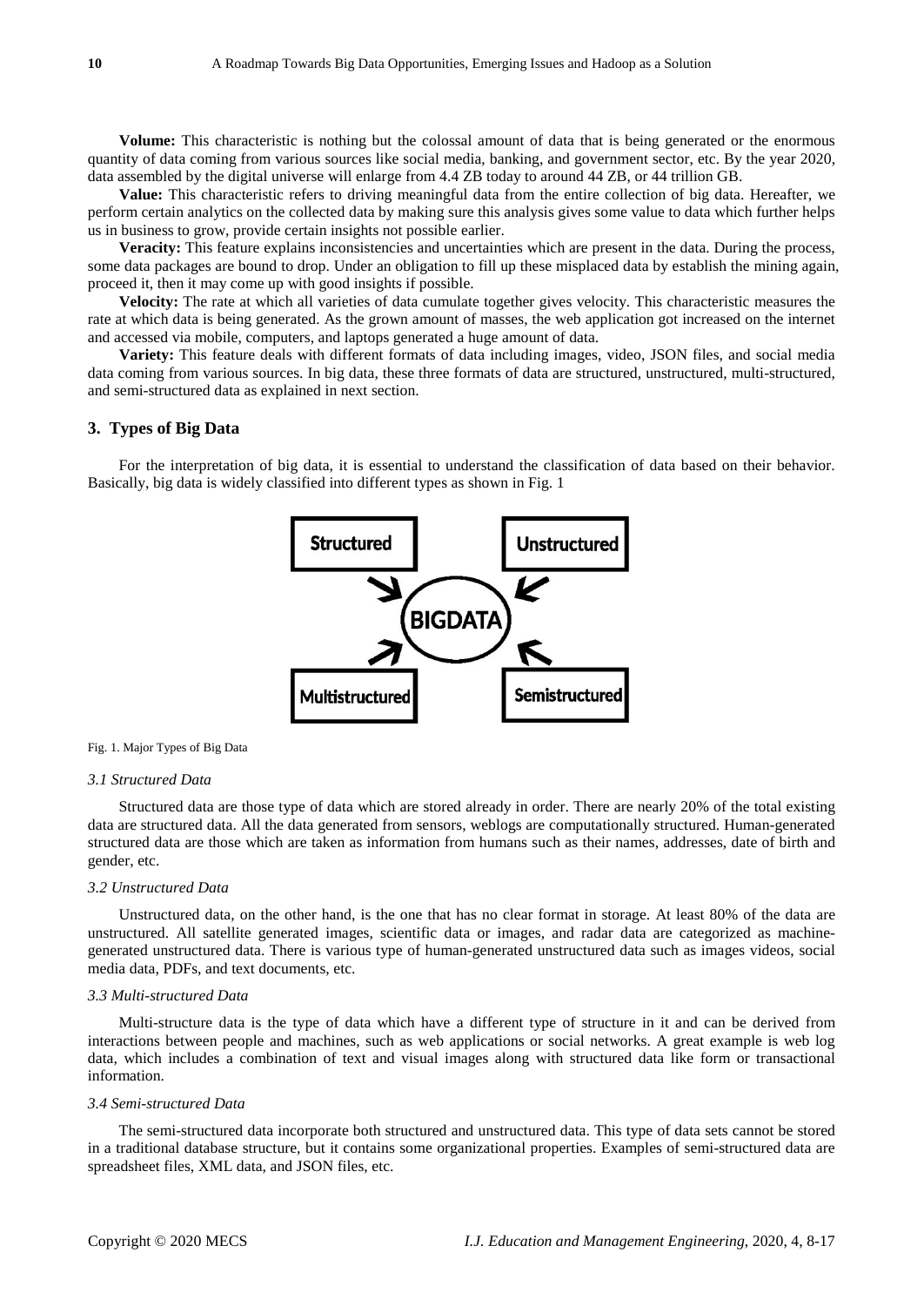**Volume:** This characteristic is nothing but the colossal amount of data that is being generated or the enormous quantity of data coming from various sources like social media, banking, and government sector, etc. By the year 2020, data assembled by the digital universe will enlarge from 4.4 ZB today to around 44 ZB, or 44 trillion GB.

**Value:** This characteristic refers to driving meaningful data from the entire collection of big data. Hereafter, we perform certain analytics on the collected data by making sure this analysis gives some value to data which further helps us in business to grow, provide certain insights not possible earlier.

**Veracity:** This feature explains inconsistencies and uncertainties which are present in the data. During the process, some data packages are bound to drop. Under an obligation to fill up these misplaced data by establish the mining again, proceed it, then it may come up with good insights if possible.

**Velocity:** The rate at which all varieties of data cumulate together gives velocity. This characteristic measures the rate at which data is being generated. As the grown amount of masses, the web application got increased on the internet and accessed via mobile, computers, and laptops generated a huge amount of data.

**Variety:** This feature deals with different formats of data including images, video, JSON files, and social media data coming from various sources. In big data, these three formats of data are structured, unstructured, multi-structured, and semi-structured data as explained in next section.

## 3. Types of Big Data

For the interpretation of big data, it is essential to understand the classification of data based on their behavior. Basically, big data is widely classified into different types as shown in Fig. 1

Structured | Unstructured | BIGDATA | Multistructured | Semistructured

Fig. 1. Major Types of Big Data

### *3.1 Structured Data*

Structured data are those type of data which are stored already in order. There are nearly 20% of the total existing data are structured data. All the data generated from sensors, weblogs are computationally structured. Human-generated structured data are those which are taken as information from humans such as their names, addresses, date of birth and gender, etc.

### *3.2 Unstructured Data*

Unstructured data, on the other hand, is the one that has no clear format in storage. At least 80% of the data are unstructured. All satellite generated images, scientific data or images, and radar data are categorized as machine-generated unstructured data. There is various type of human-generated unstructured data such as images videos, social media data, PDFs, and text documents, etc.

### *3.3 Multi-structured Data*

Multi-structure data is the type of data which have a different type of structure in it and can be derived from interactions between people and machines, such as web applications or social networks. A great example is web log data, which includes a combination of text and visual images along with structured data like form or transactional information.

### *3.4 Semi-structured Data*

The semi-structured data incorporate both structured and unstructured data. This type of data sets cannot be stored in a traditional database structure, but it contains some organizational properties. Examples of semi-structured data are spreadsheet files, XML data, and JSON files, etc.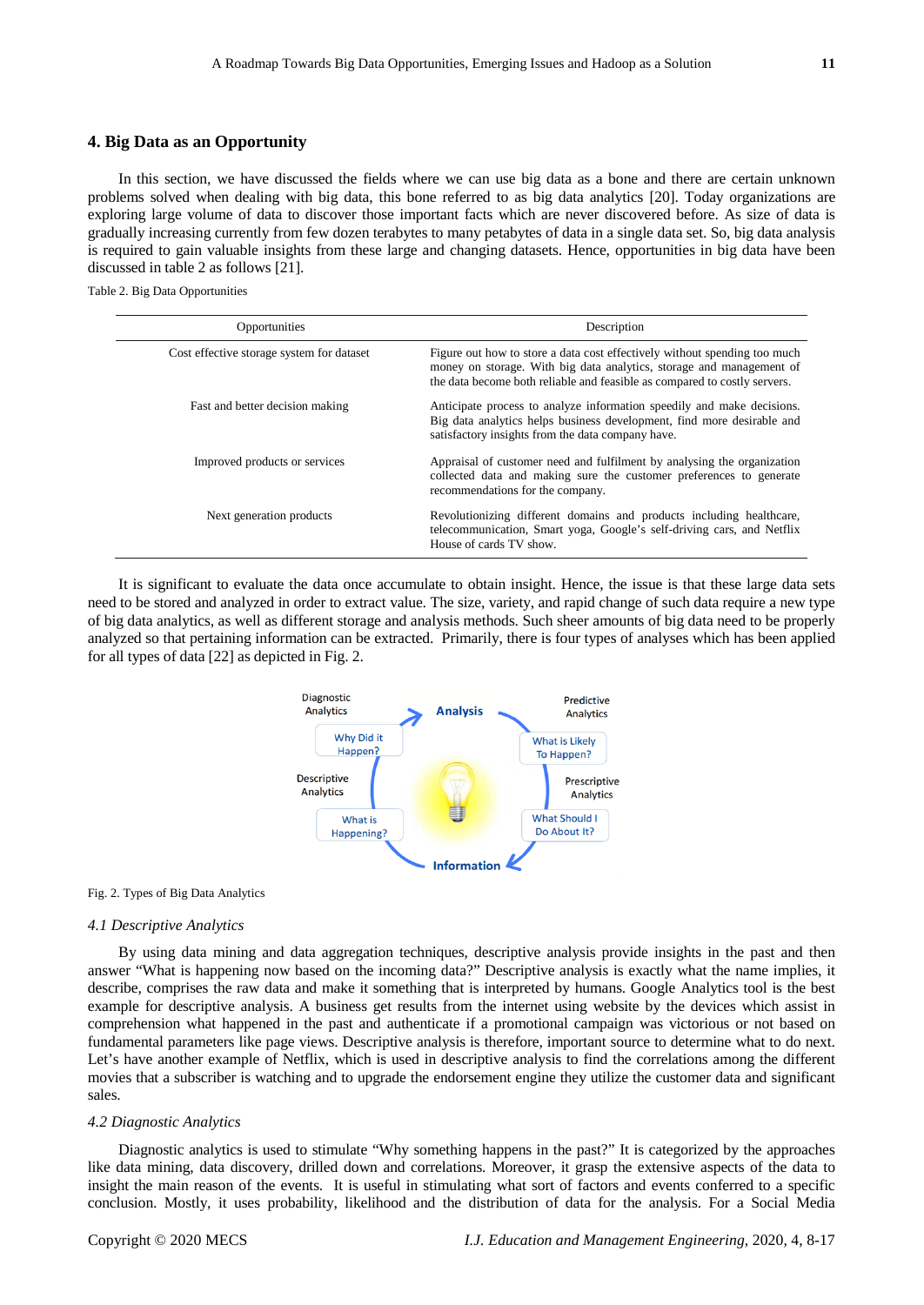## 4. Big Data as an Opportunity

In this section, we have discussed the fields where we can use big data as a bone and there are certain unknown problems solved when dealing with big data, this bone referred to as big data analytics [20]. Today organizations are exploring large volume of data to discover those important facts which are never discovered before. As size of data is gradually increasing currently from few dozen terabytes to many petabytes of data in a single data set. So, big data analysis is required to gain valuable insights from these large and changing datasets. Hence, opportunities in big data have been discussed in table 2 as follows [21].

Table 2. Big Data Opportunities

| Opportunities | Description |
|---|---|
| Cost effective storage system for dataset | Figure out how to store a data cost effectively without spending too much money on storage. With big data analytics, storage and management of the data become both reliable and feasible as compared to costly servers. |
| Fast and better decision making | Anticipate process to analyze information speedily and make decisions. Big data analytics helps business development, find more desirable and satisfactory insights from the data company have. |
| Improved products or services | Appraisal of customer need and fulfilment by analysing the organization collected data and making sure the customer preferences to generate recommendations for the company. |
| Next generation products | Revolutionizing different domains and products including healthcare, telecommunication, Smart yoga, Google's self-driving cars, and Netflix House of cards TV show. |

It is significant to evaluate the data once accumulate to obtain insight. Hence, the issue is that these large data sets need to be stored and analyzed in order to extract value. The size, variety, and rapid change of such data require a new type of big data analytics, as well as different storage and analysis methods. Such sheer amounts of big data need to be properly analyzed so that pertaining information can be extracted. Primarily, there is four types of analyses which has been applied for all types of data [22] as depicted in Fig. 2.

Fig. 2. Types of Big Data Analytics

### *4.1 Descriptive Analytics*

By using data mining and data aggregation techniques, descriptive analysis provide insights in the past and then answer "What is happening now based on the incoming data?" Descriptive analysis is exactly what the name implies, it describe, comprises the raw data and make it something that is interpreted by humans. Google Analytics tool is the best example for descriptive analysis. A business get results from the internet using website by the devices which assist in comprehension what happened in the past and authenticate if a promotional campaign was victorious or not based on fundamental parameters like page views. Descriptive analysis is therefore, important source to determine what to do next. Let's have another example of Netflix, which is used in descriptive analysis to find the correlations among the different movies that a subscriber is watching and to upgrade the endorsement engine they utilize the customer data and significant sales.

### *4.2 Diagnostic Analytics*

Diagnostic analytics is used to stimulate "Why something happens in the past?" It is categorized by the approaches like data mining, data discovery, drilled down and correlations. Moreover, it grasp the extensive aspects of the data to insight the main reason of the events. It is useful in stimulating what sort of factors and events conferred to a specific conclusion. Mostly, it uses probability, likelihood and the distribution of data for the analysis. For a Social Media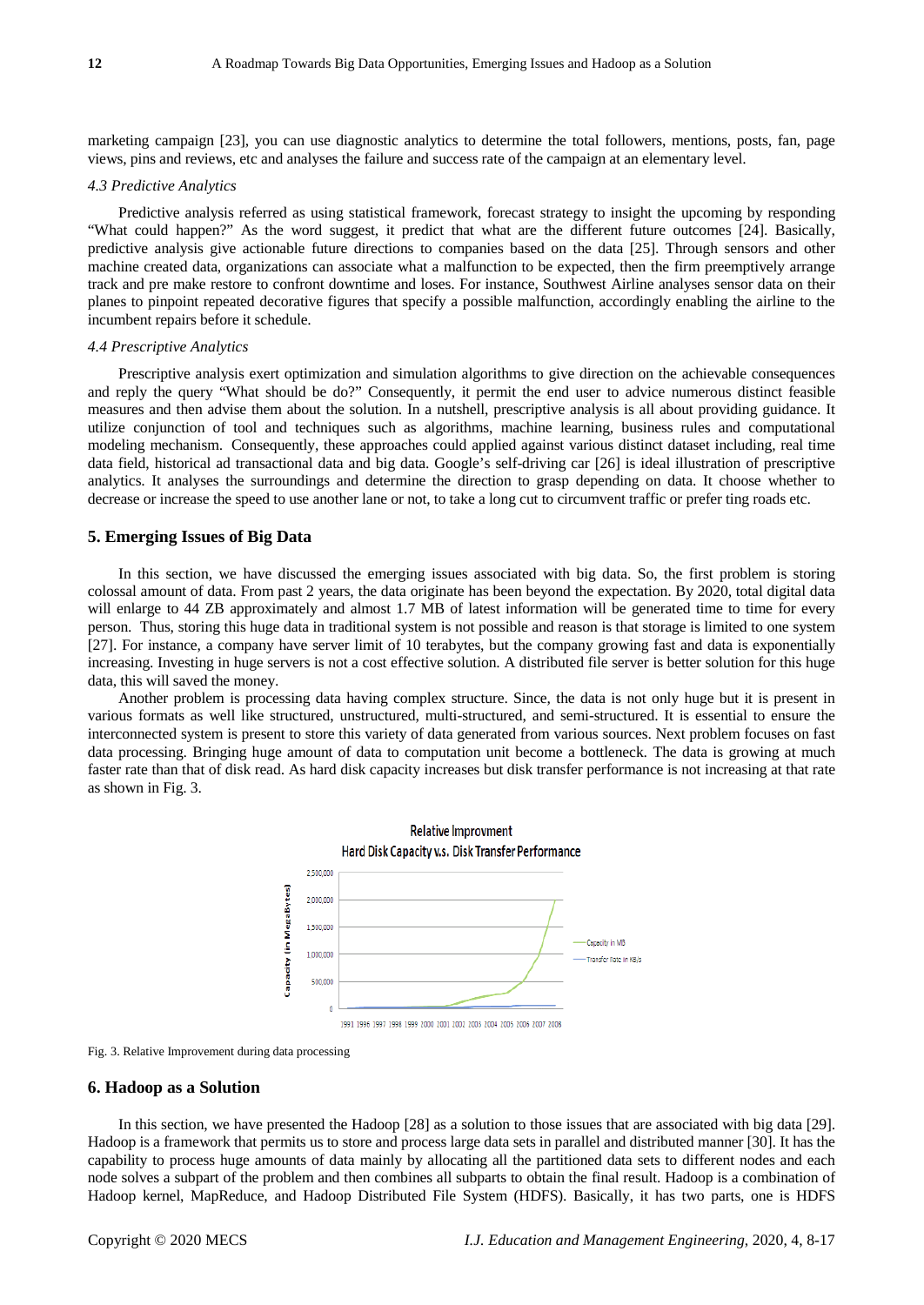marketing campaign [23], you can use diagnostic analytics to determine the total followers, mentions, posts, fan, page views, pins and reviews, etc and analyses the failure and success rate of the campaign at an elementary level.

### *4.3 Predictive Analytics*

Predictive analysis referred as using statistical framework, forecast strategy to insight the upcoming by responding "What could happen?" As the word suggest, it predict that what are the different future outcomes [24]. Basically, predictive analysis give actionable future directions to companies based on the data [25]. Through sensors and other machine created data, organizations can associate what a malfunction to be expected, then the firm preemptively arrange track and pre make restore to confront downtime and loses. For instance, Southwest Airline analyses sensor data on their planes to pinpoint repeated decorative figures that specify a possible malfunction, accordingly enabling the airline to the incumbent repairs before it schedule.

### *4.4 Prescriptive Analytics*

Prescriptive analysis exert optimization and simulation algorithms to give direction on the achievable consequences and reply the query "What should be do?" Consequently, it permit the end user to advice numerous distinct feasible measures and then advise them about the solution. In a nutshell, prescriptive analysis is all about providing guidance. It utilize conjunction of tool and techniques such as algorithms, machine learning, business rules and computational modeling mechanism. Consequently, these approaches could applied against various distinct dataset including, real time data field, historical ad transactional data and big data. Google's self-driving car [26] is ideal illustration of prescriptive analytics. It analyses the surroundings and determine the direction to grasp depending on data. It choose whether to decrease or increase the speed to use another lane or not, to take a long cut to circumvent traffic or prefer ting roads etc.

## 5. Emerging Issues of Big Data

In this section, we have discussed the emerging issues associated with big data. So, the first problem is storing colossal amount of data. From past 2 years, the data originate has been beyond the expectation. By 2020, total digital data will enlarge to 44 ZB approximately and almost 1.7 MB of latest information will be generated time to time for every person. Thus, storing this huge data in traditional system is not possible and reason is that storage is limited to one system [27]. For instance, a company have server limit of 10 terabytes, but the company growing fast and data is exponentially increasing. Investing in huge servers is not a cost effective solution. A distributed file server is better solution for this huge data, this will saved the money.

Another problem is processing data having complex structure. Since, the data is not only huge but it is present in various formats as well like structured, unstructured, multi-structured, and semi-structured. It is essential to ensure the interconnected system is present to store this variety of data generated from various sources. Next problem focuses on fast data processing. Bringing huge amount of data to computation unit become a bottleneck. The data is growing at much faster rate than that of disk read. As hard disk capacity increases but disk transfer performance is not increasing at that rate as shown in Fig. 3.

Fig. 3. Relative Improvement during data processing

## 6. Hadoop as a Solution

In this section, we have presented the Hadoop [28] as a solution to those issues that are associated with big data [29]. Hadoop is a framework that permits us to store and process large data sets in parallel and distributed manner [30]. It has the capability to process huge amounts of data mainly by allocating all the partitioned data sets to different nodes and each node solves a subpart of the problem and then combines all subparts to obtain the final result. Hadoop is a combination of Hadoop kernel, MapReduce, and Hadoop Distributed File System (HDFS). Basically, it has two parts, one is HDFS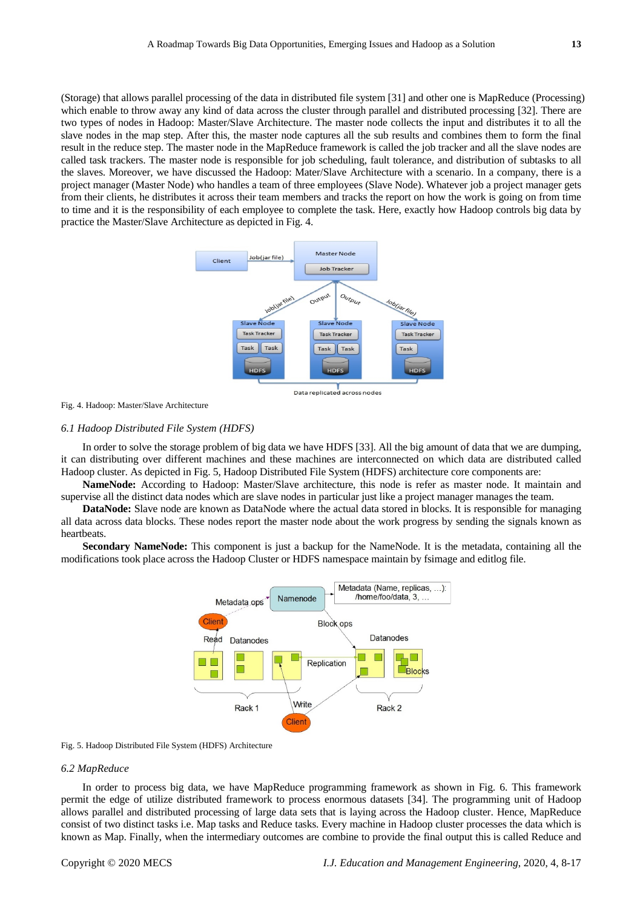(Storage) that allows parallel processing of the data in distributed file system [31] and other one is MapReduce (Processing) which enable to throw away any kind of data across the cluster through parallel and distributed processing [32]. There are two types of nodes in Hadoop: Master/Slave Architecture. The master node collects the input and distributes it to all the slave nodes in the map step. After this, the master node captures all the sub results and combines them to form the final result in the reduce step. The master node in the MapReduce framework is called the job tracker and all the slave nodes are called task trackers. The master node is responsible for job scheduling, fault tolerance, and distribution of subtasks to all the slaves. Moreover, we have discussed the Hadoop: Mater/Slave Architecture with a scenario. In a company, there is a project manager (Master Node) who handles a team of three employees (Slave Node). Whatever job a project manager gets from their clients, he distributes it across their team members and tracks the report on how the work is going on from time to time and it is the responsibility of each employee to complete the task. Here, exactly how Hadoop controls big data by practice the Master/Slave Architecture as depicted in Fig. 4.

Fig. 4. Hadoop: Master/Slave Architecture

### 6.1 Hadoop Distributed File System (HDFS)

In order to solve the storage problem of big data we have HDFS [33]. All the big amount of data that we are dumping, it can distributing over different machines and these machines are interconnected on which data are distributed called Hadoop cluster. As depicted in Fig. 5, Hadoop Distributed File System (HDFS) architecture core components are:

**NameNode:** According to Hadoop: Master/Slave architecture, this node is refer as master node. It maintain and supervise all the distinct data nodes which are slave nodes in particular just like a project manager manages the team.

**DataNode:** Slave node are known as DataNode where the actual data stored in blocks. It is responsible for managing all data across data blocks. These nodes report the master node about the work progress by sending the signals known as heartbeats.

**Secondary NameNode:** This component is just a backup for the NameNode. It is the metadata, containing all the modifications took place across the Hadoop Cluster or HDFS namespace maintain by fsimage and editlog file.

Fig. 5. Hadoop Distributed File System (HDFS) Architecture

### 6.2 MapReduce

In order to process big data, we have MapReduce programming framework as shown in Fig. 6. This framework permit the edge of utilize distributed framework to process enormous datasets [34]. The programming unit of Hadoop allows parallel and distributed processing of large data sets that is laying across the Hadoop cluster. Hence, MapReduce consist of two distinct tasks i.e. Map tasks and Reduce tasks. Every machine in Hadoop cluster processes the data which is known as Map. Finally, when the intermediary outcomes are combine to provide the final output this is called Reduce and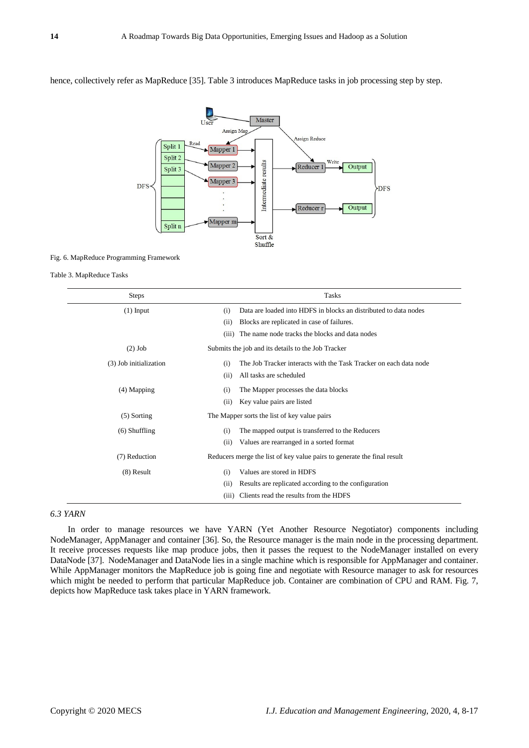hence, collectively refer as MapReduce [35]. Table 3 introduces MapReduce tasks in job processing step by step.

Fig. 6. MapReduce Programming Framework

Table 3. MapReduce Tasks

| Steps | Tasks |
|---|---|
| (1) Input | (i) Data are loaded into HDFS in blocks an distributed to data nodes<br>(ii) Blocks are replicated in case of failures.<br>(iii) The name node tracks the blocks and data nodes |
| (2) Job | Submits the job and its details to the Job Tracker |
| (3) Job initialization | (i) The Job Tracker interacts with the Task Tracker on each data node<br>(ii) All tasks are scheduled |
| (4) Mapping | (i) The Mapper processes the data blocks<br>(ii) Key value pairs are listed |
| (5) Sorting | The Mapper sorts the list of key value pairs |
| (6) Shuffling | (i) The mapped output is transferred to the Reducers<br>(ii) Values are rearranged in a sorted format |
| (7) Reduction | Reducers merge the list of key value pairs to generate the final result |
| (8) Result | (i) Values are stored in HDFS<br>(ii) Results are replicated according to the configuration<br>(iii) Clients read the results from the HDFS |

### *6.3 YARN*

In order to manage resources we have YARN (Yet Another Resource Negotiator) components including NodeManager, AppManager and container [36]. So, the Resource manager is the main node in the processing department. It receive processes requests like map produce jobs, then it passes the request to the NodeManager installed on every DataNode [37]. NodeManager and DataNode lies in a single machine which is responsible for AppManager and container. While AppManager monitors the MapReduce job is going fine and negotiate with Resource manager to ask for resources which might be needed to perform that particular MapReduce job. Container are combination of CPU and RAM. Fig. 7, depicts how MapReduce task takes place in YARN framework.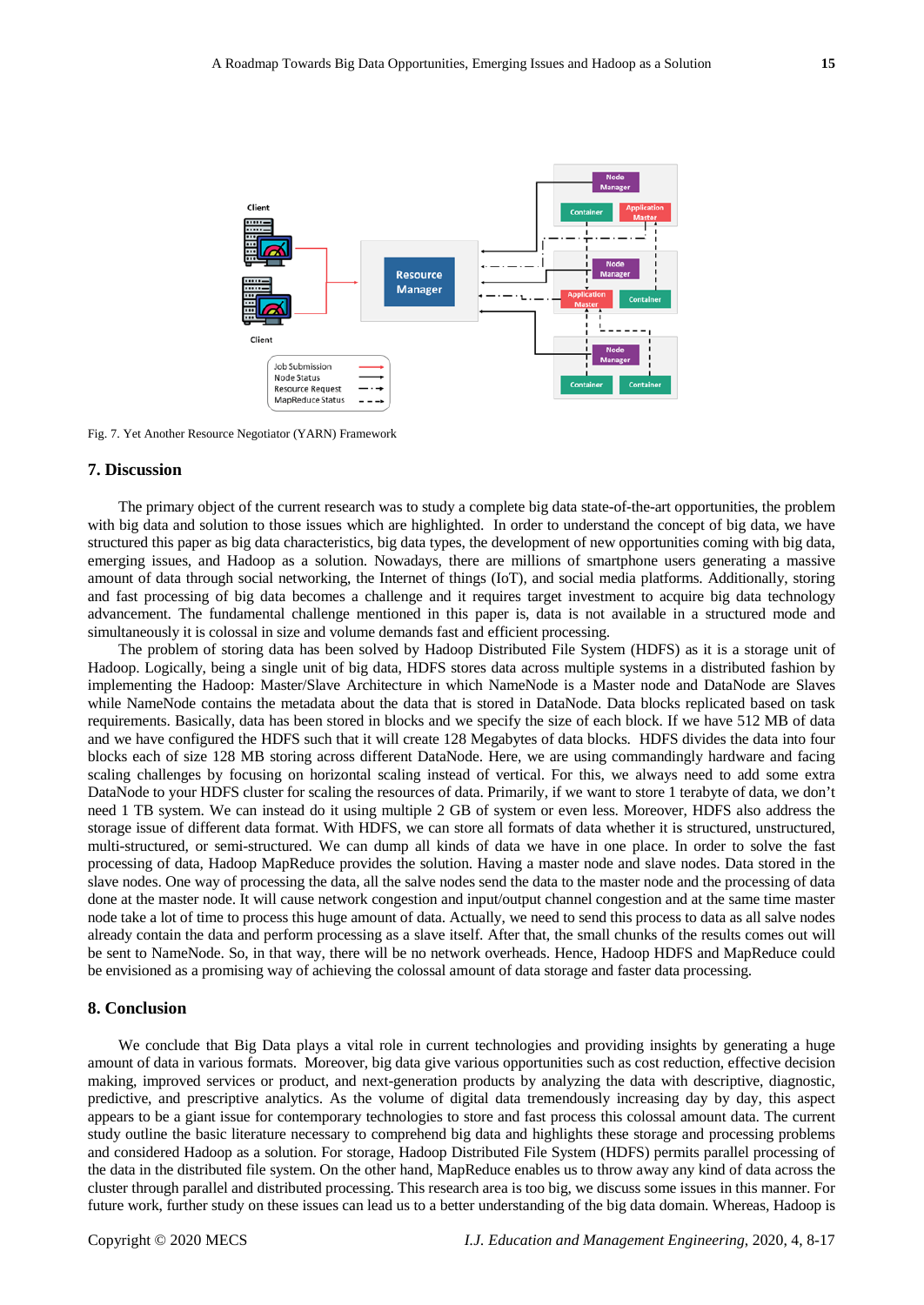Fig. 7. Yet Another Resource Negotiator (YARN) Framework

## 7. Discussion

The primary object of the current research was to study a complete big data state-of-the-art opportunities, the problem with big data and solution to those issues which are highlighted. In order to understand the concept of big data, we have structured this paper as big data characteristics, big data types, the development of new opportunities coming with big data, emerging issues, and Hadoop as a solution. Nowadays, there are millions of smartphone users generating a massive amount of data through social networking, the Internet of things (IoT), and social media platforms. Additionally, storing and fast processing of big data becomes a challenge and it requires target investment to acquire big data technology advancement. The fundamental challenge mentioned in this paper is, data is not available in a structured mode and simultaneously it is colossal in size and volume demands fast and efficient processing.

The problem of storing data has been solved by Hadoop Distributed File System (HDFS) as it is a storage unit of Hadoop. Logically, being a single unit of big data, HDFS stores data across multiple systems in a distributed fashion by implementing the Hadoop: Master/Slave Architecture in which NameNode is a Master node and DataNode are Slaves while NameNode contains the metadata about the data that is stored in DataNode. Data blocks replicated based on task requirements. Basically, data has been stored in blocks and we specify the size of each block. If we have 512 MB of data and we have configured the HDFS such that it will create 128 Megabytes of data blocks. HDFS divides the data into four blocks each of size 128 MB storing across different DataNode. Here, we are using commandingly hardware and facing scaling challenges by focusing on horizontal scaling instead of vertical. For this, we always need to add some extra DataNode to your HDFS cluster for scaling the resources of data. Primarily, if we want to store 1 terabyte of data, we don't need 1 TB system. We can instead do it using multiple 2 GB of system or even less. Moreover, HDFS also address the storage issue of different data format. With HDFS, we can store all formats of data whether it is structured, unstructured, multi-structured, or semi-structured. We can dump all kinds of data we have in one place. In order to solve the fast processing of data, Hadoop MapReduce provides the solution. Having a master node and slave nodes. Data stored in the slave nodes. One way of processing the data, all the salve nodes send the data to the master node and the processing of data done at the master node. It will cause network congestion and input/output channel congestion and at the same time master node take a lot of time to process this huge amount of data. Actually, we need to send this process to data as all salve nodes already contain the data and perform processing as a slave itself. After that, the small chunks of the results comes out will be sent to NameNode. So, in that way, there will be no network overheads. Hence, Hadoop HDFS and MapReduce could be envisioned as a promising way of achieving the colossal amount of data storage and faster data processing.

## 8. Conclusion

We conclude that Big Data plays a vital role in current technologies and providing insights by generating a huge amount of data in various formats. Moreover, big data give various opportunities such as cost reduction, effective decision making, improved services or product, and next-generation products by analyzing the data with descriptive, diagnostic, predictive, and prescriptive analytics. As the volume of digital data tremendously increasing day by day, this aspect appears to be a giant issue for contemporary technologies to store and fast process this colossal amount data. The current study outline the basic literature necessary to comprehend big data and highlights these storage and processing problems and considered Hadoop as a solution. For storage, Hadoop Distributed File System (HDFS) permits parallel processing of the data in the distributed file system. On the other hand, MapReduce enables us to throw away any kind of data across the cluster through parallel and distributed processing. This research area is too big, we discuss some issues in this manner. For future work, further study on these issues can lead us to a better understanding of the big data domain. Whereas, Hadoop is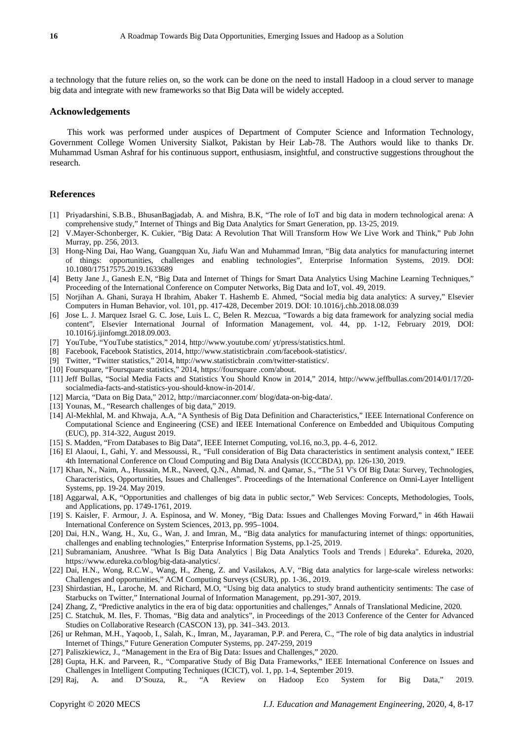a technology that the future relies on, so the work can be done on the need to install Hadoop in a cloud server to manage big data and integrate with new frameworks so that Big Data will be widely accepted.

## Acknowledgements

This work was performed under auspices of Department of Computer Science and Information Technology, Government College Women University Sialkot, Pakistan by Heir Lab-78. The Authors would like to thanks Dr. Muhammad Usman Ashraf for his continuous support, enthusiasm, insightful, and constructive suggestions throughout the research.

## References

[1] Priyadarshini, S.B.B., BhusanBagjadab, A. and Mishra, B.K, "The role of IoT and big data in modern technological arena: A comprehensive study," Internet of Things and Big Data Analytics for Smart Generation, pp. 13-25, 2019.

[2] V.Mayer-Schonberger, K. Cukier, "Big Data: A Revolution That Will Transform How We Live Work and Think," Pub John Murray, pp. 256, 2013.

[3] Hong-Ning Dai, Hao Wang, Guangquan Xu, Jiafu Wan and Muhammad Imran, "Big data analytics for manufacturing internet of things: opportunities, challenges and enabling technologies", Enterprise Information Systems, 2019. DOI: 10.1080/17517575.2019.1633689

[4] Betty Jane J., Ganesh E.N, "Big Data and Internet of Things for Smart Data Analytics Using Machine Learning Techniques," Proceeding of the International Conference on Computer Networks, Big Data and IoT, vol. 49, 2019.

[5] Norjihan A. Ghani, Suraya H Ibrahim, Abaker T. Hashemb E. Ahmed, "Social media big data analytics: A survey," Elsevier Computers in Human Behavior, vol. 101, pp. 417-428, December 2019. DOI: 10.1016/j.chb.2018.08.039

[6] Jose L. J. Marquez Israel G. C. Jose, Luis L. C, Belen R. Mezcua, "Towards a big data framework for analyzing social media content", Elsevier International Journal of Information Management, vol. 44, pp. 1-12, February 2019, DOI: 10.1016/j.ijinfomgt.2018.09.003.

[7] YouTube, "YouTube statistics," 2014, http://www.youtube.com/ yt/press/statistics.html.

[8] Facebook, Facebook Statistics, 2014, http://www.statisticbrain .com/facebook-statistics/.

[9] Twitter, "Twitter statistics," 2014, http://www.statisticbrain .com/twitter-statistics/.

[10] Foursquare, "Foursquare statistics," 2014, https://foursquare .com/about.

[11] Jeff Bullas, "Social Media Facts and Statistics You Should Know in 2014," 2014, http://www.jeffbullas.com/2014/01/17/20-socialmedia-facts-and-statistics-you-should-know-in-2014/.

[12] Marcia, "Data on Big Data," 2012, http://marciaconner.com/ blog/data-on-big-data/.

[13] Younas, M., "Research challenges of big data," 2019.

[14] Al-Mekhlal, M. and Khwaja, A.A, "A Synthesis of Big Data Definition and Characteristics," IEEE International Conference on Computational Science and Engineering (CSE) and IEEE International Conference on Embedded and Ubiquitous Computing (EUC), pp. 314-322, August 2019.

[15] S. Madden, "From Databases to Big Data", IEEE Internet Computing, vol.16, no.3, pp. 4–6, 2012.

[16] El Alaoui, I., Gahi, Y. and Messoussi, R., "Full consideration of Big Data characteristics in sentiment analysis context," IEEE 4th International Conference on Cloud Computing and Big Data Analysis (ICCCBDA), pp. 126-130, 2019.

[17] Khan, N., Naim, A., Hussain, M.R., Naveed, Q.N., Ahmad, N. and Qamar, S., "The 51 V's Of Big Data: Survey, Technologies, Characteristics, Opportunities, Issues and Challenges". Proceedings of the International Conference on Omni-Layer Intelligent Systems, pp. 19-24. May 2019.

[18] Aggarwal, A.K, "Opportunities and challenges of big data in public sector," Web Services: Concepts, Methodologies, Tools, and Applications, pp. 1749-1761, 2019.

[19] S. Kaisler, F. Armour, J. A. Espinosa, and W. Money, "Big Data: Issues and Challenges Moving Forward," in 46th Hawaii International Conference on System Sciences, 2013, pp. 995–1004.

[20] Dai, H.N., Wang, H., Xu, G., Wan, J. and Imran, M., "Big data analytics for manufacturing internet of things: opportunities, challenges and enabling technologies," Enterprise Information Systems, pp.1-25, 2019.

[21] Subramaniam, Anushree. "What Is Big Data Analytics | Big Data Analytics Tools and Trends | Edureka". Edureka, 2020, https://www.edureka.co/blog/big-data-analytics/.

[22] Dai, H.N., Wong, R.C.W., Wang, H., Zheng, Z. and Vasilakos, A.V, "Big data analytics for large-scale wireless networks: Challenges and opportunities," ACM Computing Surveys (CSUR), pp. 1-36., 2019.

[23] Shirdastian, H., Laroche, M. and Richard, M.O, "Using big data analytics to study brand authenticity sentiments: The case of Starbucks on Twitter," International Journal of Information Management, pp.291-307, 2019.

[24] Zhang, Z, "Predictive analytics in the era of big data: opportunities and challenges," Annals of Translational Medicine, 2020.

[25] C. Statchuk, M. Iles, F. Thomas, "Big data and analytics", in Proceedings of the 2013 Conference of the Center for Advanced Studies on Collaborative Research (CASCON 13), pp. 341–343. 2013.

[26] ur Rehman, M.H., Yaqoob, I., Salah, K., Imran, M., Jayaraman, P.P. and Perera, C., "The role of big data analytics in industrial Internet of Things," Future Generation Computer Systems, pp. 247-259, 2019

[27] Paliszkiewicz, J., "Management in the Era of Big Data: Issues and Challenges," 2020.

[28] Gupta, H.K. and Parveen, R., "Comparative Study of Big Data Frameworks," IEEE International Conference on Issues and Challenges in Intelligent Computing Techniques (ICICT), vol. 1, pp. 1-4, September 2019.

[29] Raj, A. and D'Souza, R., "A Review on Hadoop Eco System for Big Data," 2019.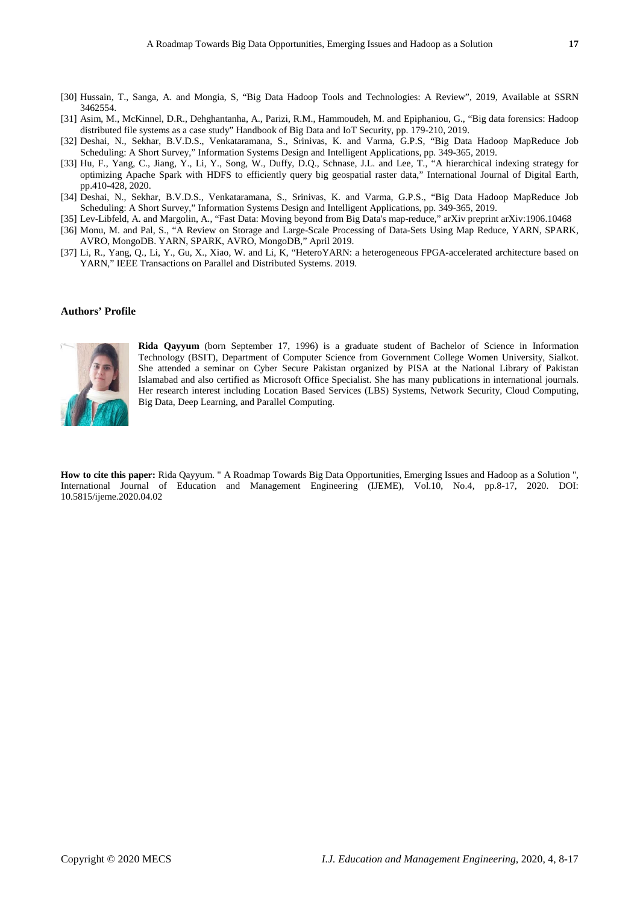[30] Hussain, T., Sanga, A. and Mongia, S, "Big Data Hadoop Tools and Technologies: A Review", 2019, Available at SSRN 3462554.

[31] Asim, M., McKinnel, D.R., Dehghantanha, A., Parizi, R.M., Hammoudeh, M. and Epiphaniou, G., "Big data forensics: Hadoop distributed file systems as a case study" Handbook of Big Data and IoT Security, pp. 179-210, 2019.

[32] Deshai, N., Sekhar, B.V.D.S., Venkataramana, S., Srinivas, K. and Varma, G.P.S, "Big Data Hadoop MapReduce Job Scheduling: A Short Survey," Information Systems Design and Intelligent Applications, pp. 349-365, 2019.

[33] Hu, F., Yang, C., Jiang, Y., Li, Y., Song, W., Duffy, D.Q., Schnase, J.L. and Lee, T., "A hierarchical indexing strategy for optimizing Apache Spark with HDFS to efficiently query big geospatial raster data," International Journal of Digital Earth, pp.410-428, 2020.

[34] Deshai, N., Sekhar, B.V.D.S., Venkataramana, S., Srinivas, K. and Varma, G.P.S., "Big Data Hadoop MapReduce Job Scheduling: A Short Survey," Information Systems Design and Intelligent Applications, pp. 349-365, 2019.

[35] Lev-Libfeld, A. and Margolin, A., "Fast Data: Moving beyond from Big Data's map-reduce," arXiv preprint arXiv:1906.10468

[36] Monu, M. and Pal, S., "A Review on Storage and Large-Scale Processing of Data-Sets Using Map Reduce, YARN, SPARK, AVRO, MongoDB. YARN, SPARK, AVRO, MongoDB," April 2019.

[37] Li, R., Yang, Q., Li, Y., Gu, X., Xiao, W. and Li, K, "HeteroYARN: a heterogeneous FPGA-accelerated architecture based on YARN," IEEE Transactions on Parallel and Distributed Systems. 2019.

### Authors' Profile

**Rida Qayyum** (born September 17, 1996) is a graduate student of Bachelor of Science in Information Technology (BSIT), Department of Computer Science from Government College Women University, Sialkot. She attended a seminar on Cyber Secure Pakistan organized by PISA at the National Library of Pakistan Islamabad and also certified as Microsoft Office Specialist. She has many publications in international journals. Her research interest including Location Based Services (LBS) Systems, Network Security, Cloud Computing, Big Data, Deep Learning, and Parallel Computing.

**How to cite this paper:** Rida Qayyum. " A Roadmap Towards Big Data Opportunities, Emerging Issues and Hadoop as a Solution ", International Journal of Education and Management Engineering (IJEME), Vol.10, No.4, pp.8-17, 2020. DOI: 10.5815/ijeme.2020.04.02